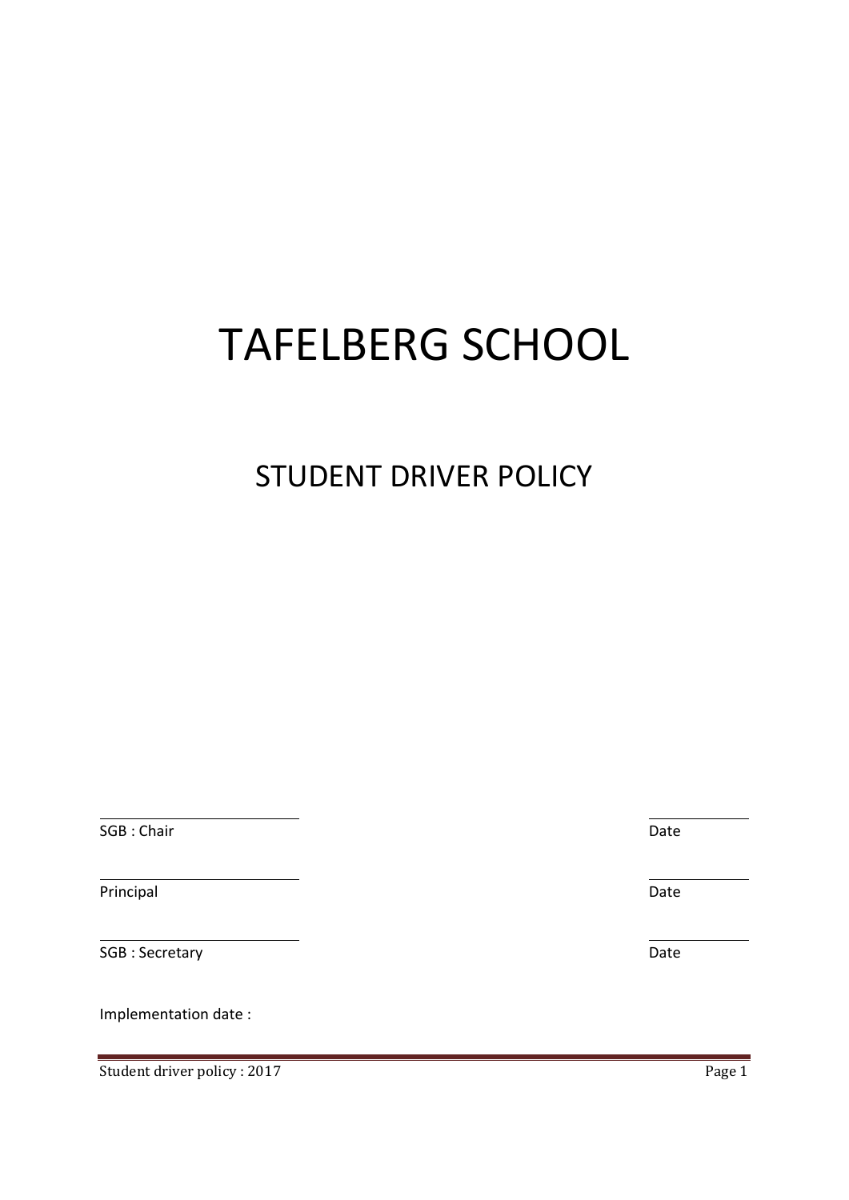# TAFELBERG SCHOOL

## STUDENT DRIVER POLICY

SGB : Chair ____________________ Date ____________

Principal ____________________ Date ____________

SGB : Secretary ____________________ Date ____________

Implementation date :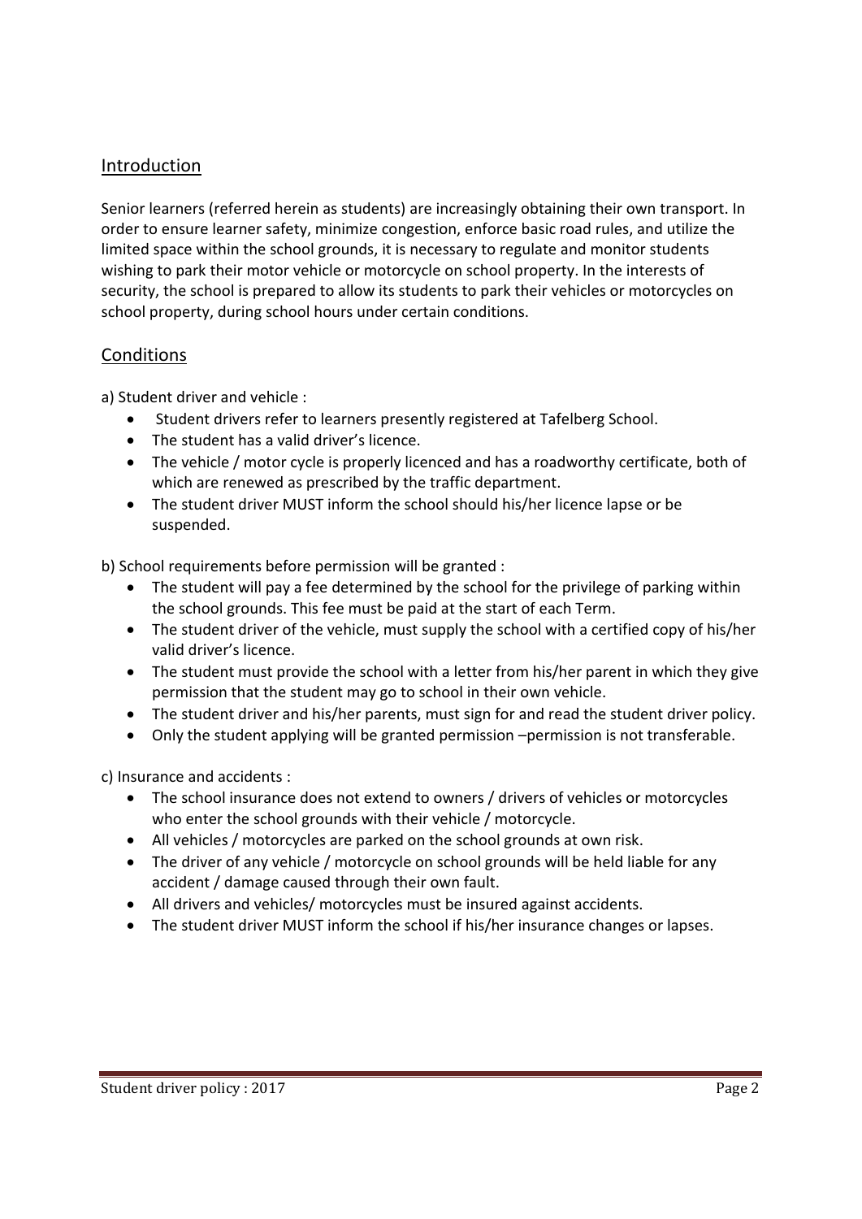## Introduction

Senior learners (referred herein as students) are increasingly obtaining their own transport. In order to ensure learner safety, minimize congestion, enforce basic road rules, and utilize the limited space within the school grounds, it is necessary to regulate and monitor students wishing to park their motor vehicle or motorcycle on school property. In the interests of security, the school is prepared to allow its students to park their vehicles or motorcycles on school property, during school hours under certain conditions.

## Conditions

a) Student driver and vehicle :

- Student drivers refer to learners presently registered at Tafelberg School.
- The student has a valid driver's licence.
- The vehicle / motor cycle is properly licenced and has a roadworthy certificate, both of which are renewed as prescribed by the traffic department.
- The student driver MUST inform the school should his/her licence lapse or be suspended.

b) School requirements before permission will be granted :

- The student will pay a fee determined by the school for the privilege of parking within the school grounds. This fee must be paid at the start of each Term.
- The student driver of the vehicle, must supply the school with a certified copy of his/her valid driver's licence.
- The student must provide the school with a letter from his/her parent in which they give permission that the student may go to school in their own vehicle.
- The student driver and his/her parents, must sign for and read the student driver policy.
- Only the student applying will be granted permission –permission is not transferable.

c) Insurance and accidents :

- The school insurance does not extend to owners / drivers of vehicles or motorcycles who enter the school grounds with their vehicle / motorcycle.
- All vehicles / motorcycles are parked on the school grounds at own risk.
- The driver of any vehicle / motorcycle on school grounds will be held liable for any accident / damage caused through their own fault.
- All drivers and vehicles/ motorcycles must be insured against accidents.
- The student driver MUST inform the school if his/her insurance changes or lapses.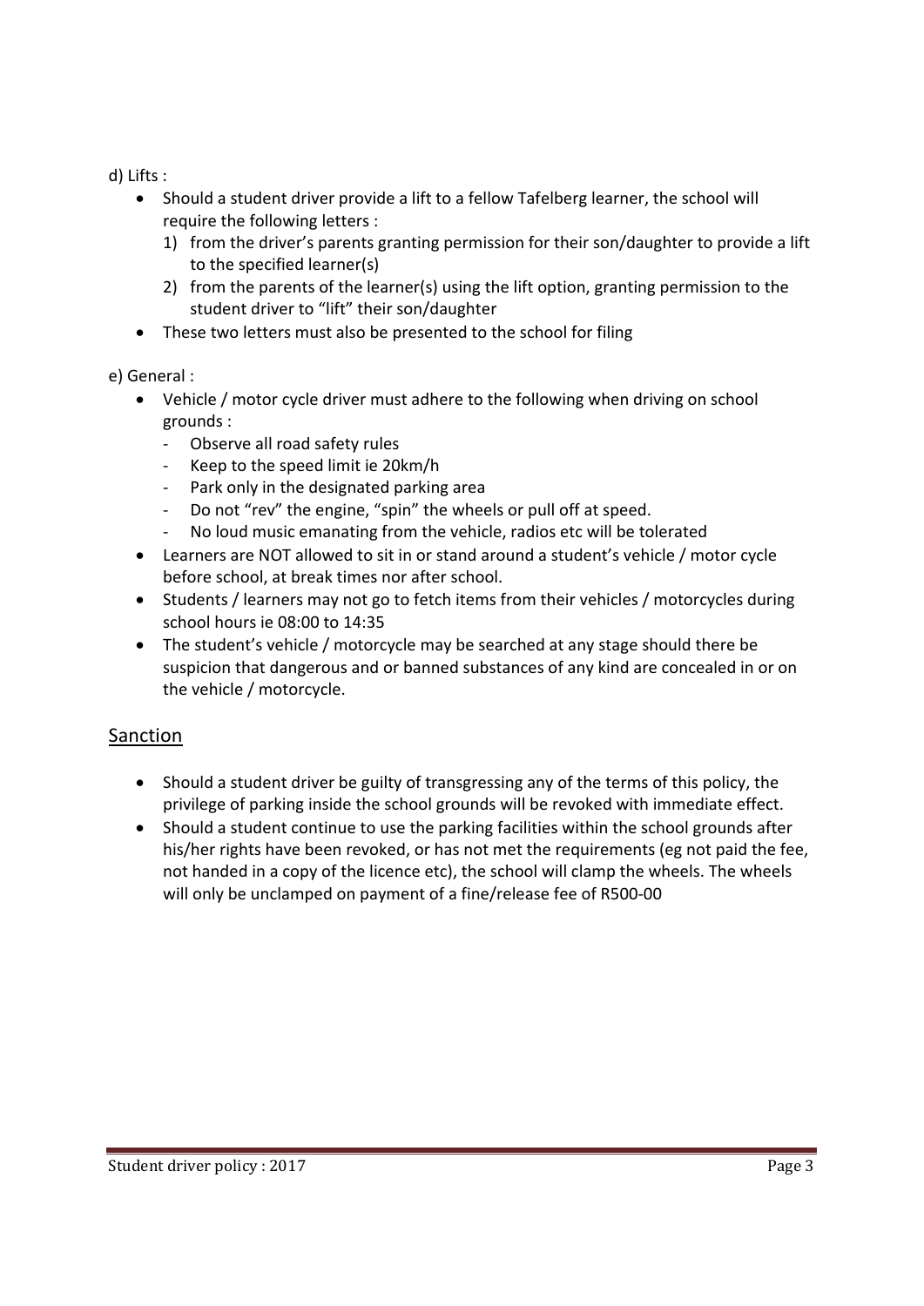d) Lifts :

- Should a student driver provide a lift to a fellow Tafelberg learner, the school will require the following letters :
  1) from the driver's parents granting permission for their son/daughter to provide a lift to the specified learner(s)
  2) from the parents of the learner(s) using the lift option, granting permission to the student driver to "lift" their son/daughter
- These two letters must also be presented to the school for filing

e) General :

- Vehicle / motor cycle driver must adhere to the following when driving on school grounds :
  - Observe all road safety rules
  - Keep to the speed limit ie 20km/h
  - Park only in the designated parking area
  - Do not "rev" the engine, "spin" the wheels or pull off at speed.
  - No loud music emanating from the vehicle, radios etc will be tolerated
- Learners are NOT allowed to sit in or stand around a student's vehicle / motor cycle before school, at break times nor after school.
- Students / learners may not go to fetch items from their vehicles / motorcycles during school hours ie 08:00 to 14:35
- The student's vehicle / motorcycle may be searched at any stage should there be suspicion that dangerous and or banned substances of any kind are concealed in or on the vehicle / motorcycle.

## Sanction

- Should a student driver be guilty of transgressing any of the terms of this policy, the privilege of parking inside the school grounds will be revoked with immediate effect.
- Should a student continue to use the parking facilities within the school grounds after his/her rights have been revoked, or has not met the requirements (eg not paid the fee, not handed in a copy of the licence etc), the school will clamp the wheels. The wheels will only be unclamped on payment of a fine/release fee of R500-00